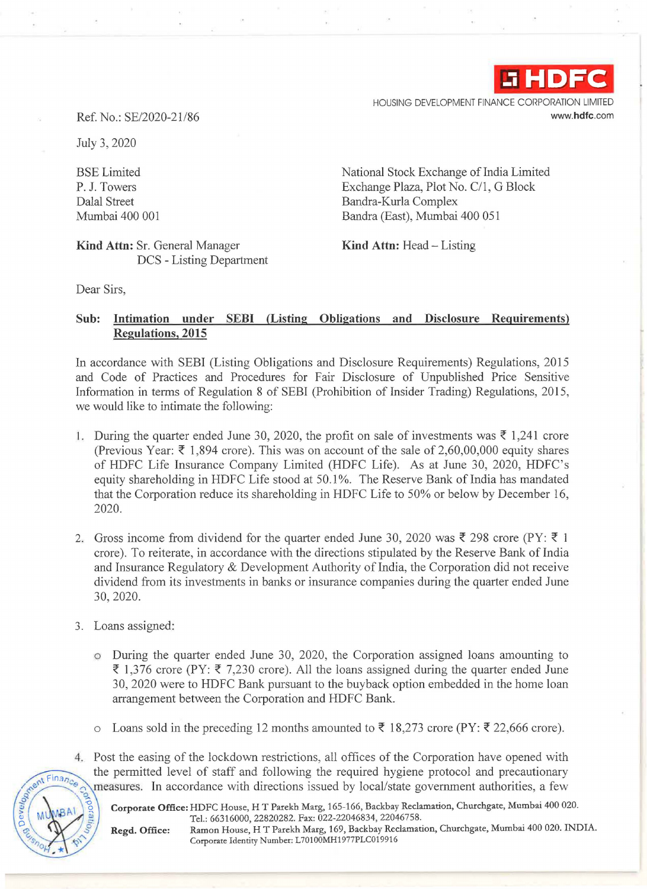HDFC

HOUSING DEVELOPMENT FINANCE CORPORATION LIMITED
www.hdfc.com

Ref. No.: SE/2020-21/86

July 3, 2020

BSE Limited
P. J. Towers
Dalal Street
Mumbai 400 001

**Kind Attn:** Sr. General Manager
DCS - Listing Department

National Stock Exchange of India Limited
Exchange Plaza, Plot No. C/1, G Block
Bandra-Kurla Complex
Bandra (East), Mumbai 400 051

**Kind Attn:** Head – Listing

Dear Sirs,

**Sub: Intimation under SEBI (Listing Obligations and Disclosure Requirements) Regulations, 2015**

In accordance with SEBI (Listing Obligations and Disclosure Requirements) Regulations, 2015 and Code of Practices and Procedures for Fair Disclosure of Unpublished Price Sensitive Information in terms of Regulation 8 of SEBI (Prohibition of Insider Trading) Regulations, 2015, we would like to intimate the following:

1. During the quarter ended June 30, 2020, the profit on sale of investments was ₹ 1,241 crore (Previous Year: ₹ 1,894 crore). This was on account of the sale of 2,60,00,000 equity shares of HDFC Life Insurance Company Limited (HDFC Life). As at June 30, 2020, HDFC's equity shareholding in HDFC Life stood at 50.1%. The Reserve Bank of India has mandated that the Corporation reduce its shareholding in HDFC Life to 50% or below by December 16, 2020.

2. Gross income from dividend for the quarter ended June 30, 2020 was ₹ 298 crore (PY: ₹ 1 crore). To reiterate, in accordance with the directions stipulated by the Reserve Bank of India and Insurance Regulatory & Development Authority of India, the Corporation did not receive dividend from its investments in banks or insurance companies during the quarter ended June 30, 2020.

3. Loans assigned:

   - During the quarter ended June 30, 2020, the Corporation assigned loans amounting to ₹ 1,376 crore (PY: ₹ 7,230 crore). All the loans assigned during the quarter ended June 30, 2020 were to HDFC Bank pursuant to the buyback option embedded in the home loan arrangement between the Corporation and HDFC Bank.

   - Loans sold in the preceding 12 months amounted to ₹ 18,273 crore (PY: ₹ 22,666 crore).

4. Post the easing of the lockdown restrictions, all offices of the Corporation have opened with the permitted level of staff and following the required hygiene protocol and precautionary measures. In accordance with directions issued by local/state government authorities, a few

**Corporate Office:** HDFC House, H T Parekh Marg, 165-166, Backbay Reclamation, Churchgate, Mumbai 400 020.
Tel.: 66316000, 22820282. Fax: 022-22046834, 22046758.

**Regd. Office:** Ramon House, H T Parekh Marg, 169, Backbay Reclamation, Churchgate, Mumbai 400 020. INDIA.
Corporate Identity Number: L70100MH1977PLC019916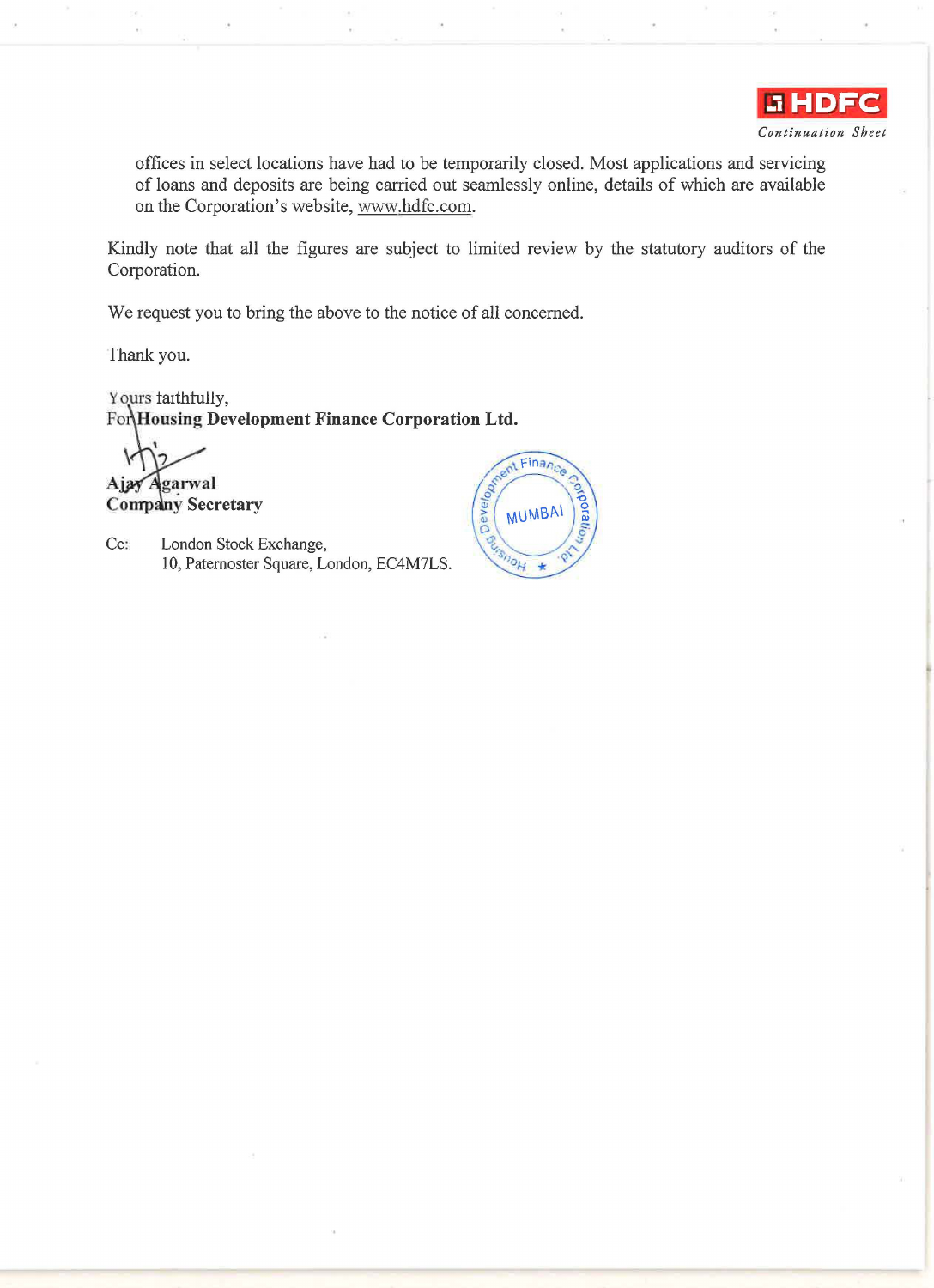offices in select locations have had to be temporarily closed. Most applications and servicing of loans and deposits are being carried out seamlessly online, details of which are available on the Corporation's website, www.hdfc.com.

Kindly note that all the figures are subject to limited review by the statutory auditors of the Corporation.

We request you to bring the above to the notice of all concerned.

Thank you.

Yours faithfully,
For **Housing Development Finance Corporation Ltd.**

**Ajay Agarwal**
**Company Secretary**

Cc: London Stock Exchange,
10, Paternoster Square, London, EC4M7LS.